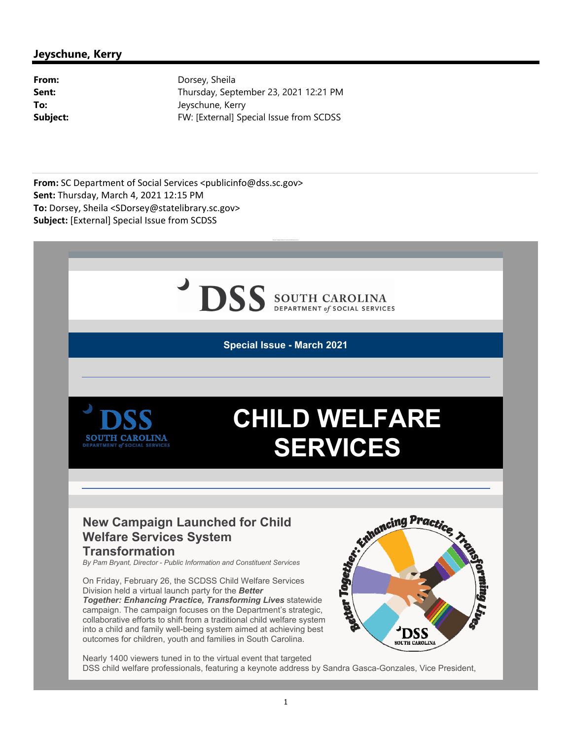**Jeyschune, Kerry**

**From:** Dorsey, Sheila
**Sent:** Thursday, September 23, 2021 12:21 PM
**To:** Jeyschune, Kerry
**Subject:** FW: [External] Special Issue from SCDSS

---

**From:** SC Department of Social Services <publicinfo@dss.sc.gov>
**Sent:** Thursday, March 4, 2021 12:15 PM
**To:** Dorsey, Sheila <SDorsey@statelibrary.sc.gov>
**Subject:** [External] Special Issue from SCDSS

DSS SOUTH CAROLINA DEPARTMENT of SOCIAL SERVICES

**Special Issue - March 2021**

# CHILD WELFARE SERVICES

## New Campaign Launched for Child Welfare Services System Transformation

*By Pam Bryant, Director - Public Information and Constituent Services*

On Friday, February 26, the SCDSS Child Welfare Services Division held a virtual launch party for the ***Better Together: Enhancing Practice, Transforming Lives*** statewide campaign. The campaign focuses on the Department's strategic, collaborative efforts to shift from a traditional child welfare system into a child and family well-being system aimed at achieving best outcomes for children, youth and families in South Carolina.

Nearly 1400 viewers tuned in to the virtual event that targeted DSS child welfare professionals, featuring a keynote address by Sandra Gasca-Gonzales, Vice President,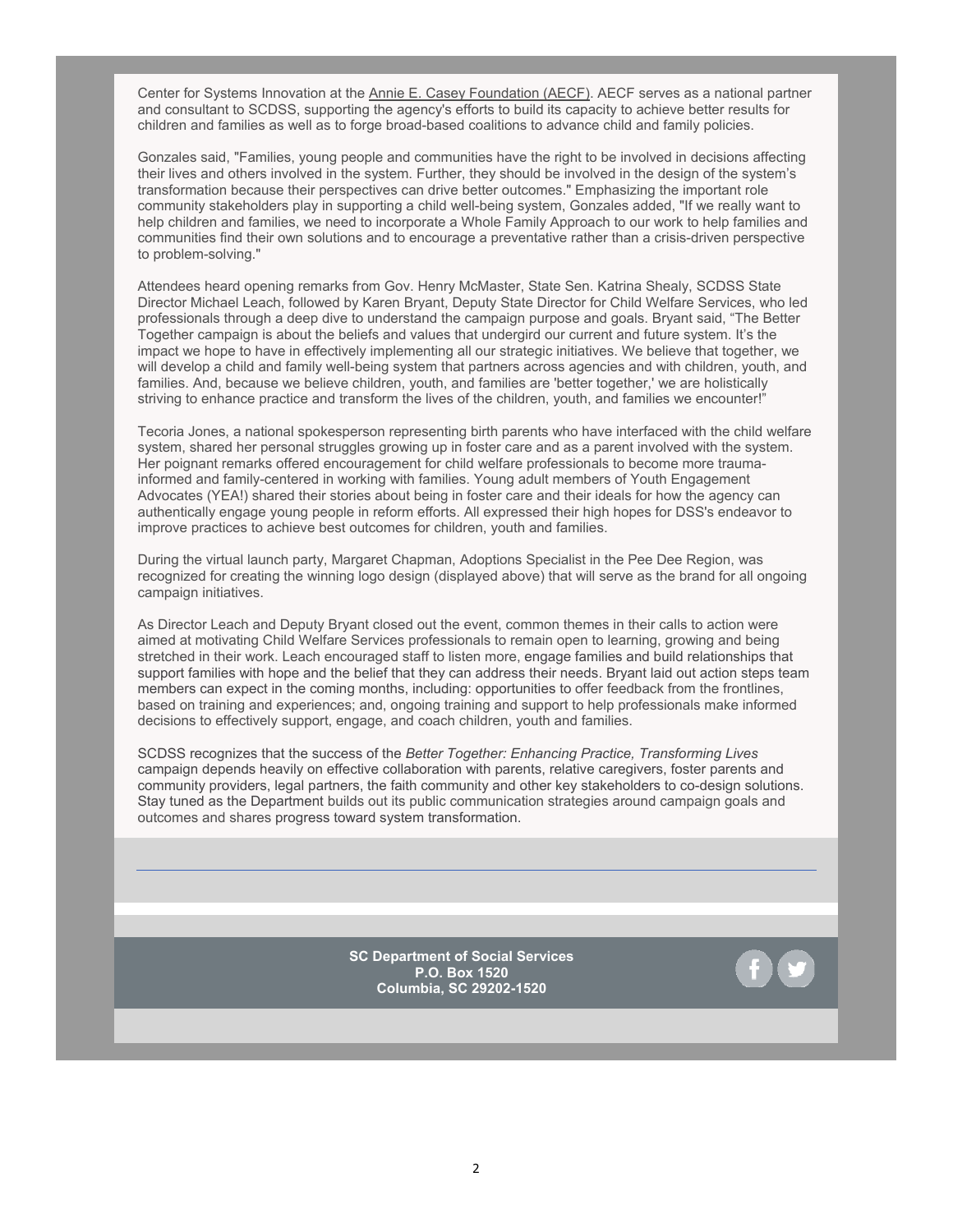Center for Systems Innovation at the Annie E. Casey Foundation (AECF). AECF serves as a national partner and consultant to SCDSS, supporting the agency's efforts to build its capacity to achieve better results for children and families as well as to forge broad-based coalitions to advance child and family policies.

Gonzales said, "Families, young people and communities have the right to be involved in decisions affecting their lives and others involved in the system. Further, they should be involved in the design of the system's transformation because their perspectives can drive better outcomes." Emphasizing the important role community stakeholders play in supporting a child well-being system, Gonzales added, "If we really want to help children and families, we need to incorporate a Whole Family Approach to our work to help families and communities find their own solutions and to encourage a preventative rather than a crisis-driven perspective to problem-solving."

Attendees heard opening remarks from Gov. Henry McMaster, State Sen. Katrina Shealy, SCDSS State Director Michael Leach, followed by Karen Bryant, Deputy State Director for Child Welfare Services, who led professionals through a deep dive to understand the campaign purpose and goals. Bryant said, "The Better Together campaign is about the beliefs and values that undergird our current and future system. It's the impact we hope to have in effectively implementing all our strategic initiatives. We believe that together, we will develop a child and family well-being system that partners across agencies and with children, youth, and families. And, because we believe children, youth, and families are 'better together,' we are holistically striving to enhance practice and transform the lives of the children, youth, and families we encounter!"

Tecoria Jones, a national spokesperson representing birth parents who have interfaced with the child welfare system, shared her personal struggles growing up in foster care and as a parent involved with the system. Her poignant remarks offered encouragement for child welfare professionals to become more trauma-informed and family-centered in working with families. Young adult members of Youth Engagement Advocates (YEA!) shared their stories about being in foster care and their ideals for how the agency can authentically engage young people in reform efforts. All expressed their high hopes for DSS's endeavor to improve practices to achieve best outcomes for children, youth and families.

During the virtual launch party, Margaret Chapman, Adoptions Specialist in the Pee Dee Region, was recognized for creating the winning logo design (displayed above) that will serve as the brand for all ongoing campaign initiatives.

As Director Leach and Deputy Bryant closed out the event, common themes in their calls to action were aimed at motivating Child Welfare Services professionals to remain open to learning, growing and being stretched in their work. Leach encouraged staff to listen more, engage families and build relationships that support families with hope and the belief that they can address their needs. Bryant laid out action steps team members can expect in the coming months, including: opportunities to offer feedback from the frontlines, based on training and experiences; and, ongoing training and support to help professionals make informed decisions to effectively support, engage, and coach children, youth and families.

SCDSS recognizes that the success of the *Better Together: Enhancing Practice, Transforming Lives* campaign depends heavily on effective collaboration with parents, relative caregivers, foster parents and community providers, legal partners, the faith community and other key stakeholders to co-design solutions. Stay tuned as the Department builds out its public communication strategies around campaign goals and outcomes and shares progress toward system transformation.

---

**SC Department of Social Services**
**P.O. Box 1520**
**Columbia, SC 29202-1520**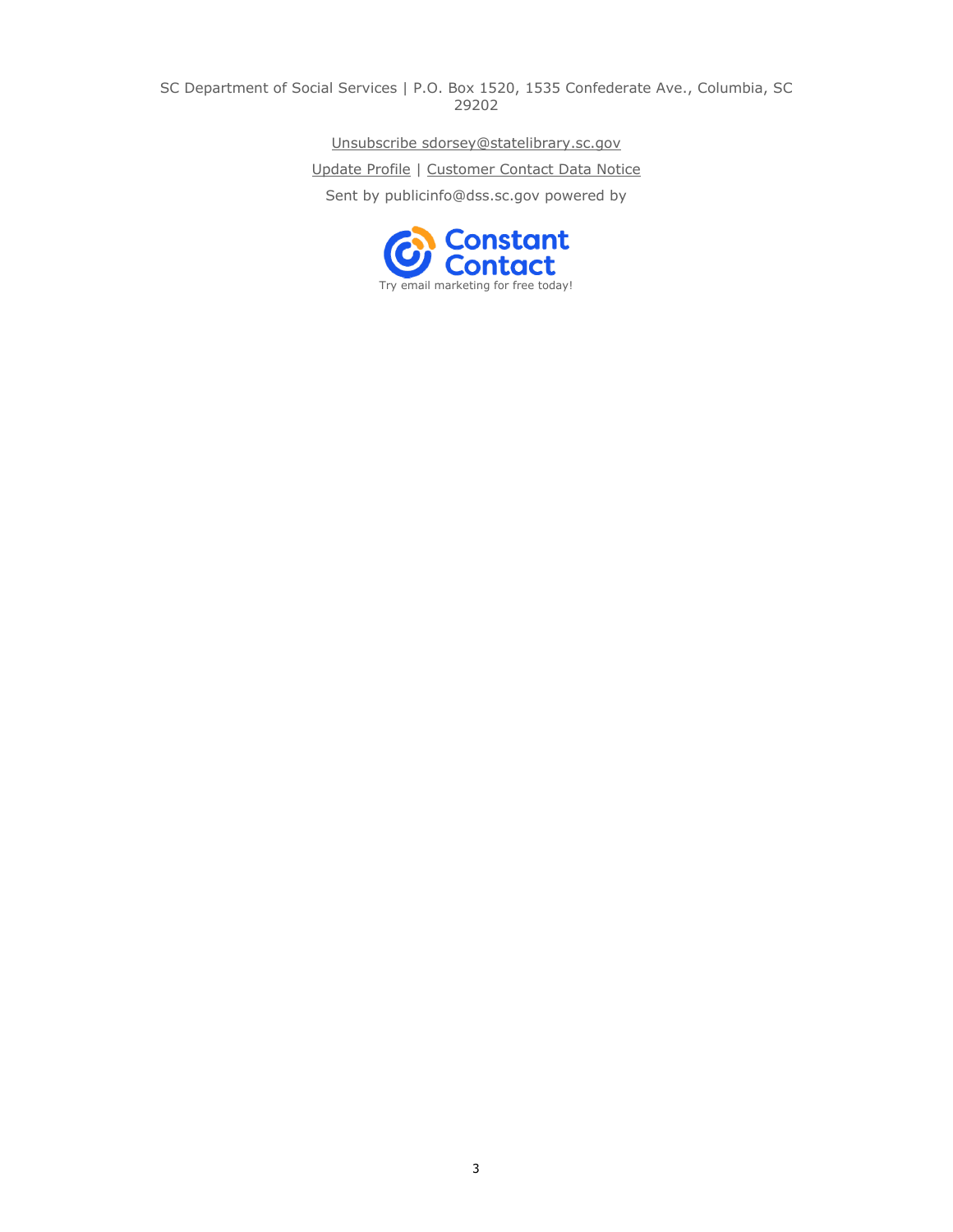SC Department of Social Services | P.O. Box 1520, 1535 Confederate Ave., Columbia, SC 29202

Unsubscribe sdorsey@statelibrary.sc.gov

Update Profile | Customer Contact Data Notice

Sent by publicinfo@dss.sc.gov powered by

Constant Contact

Try email marketing for free today!